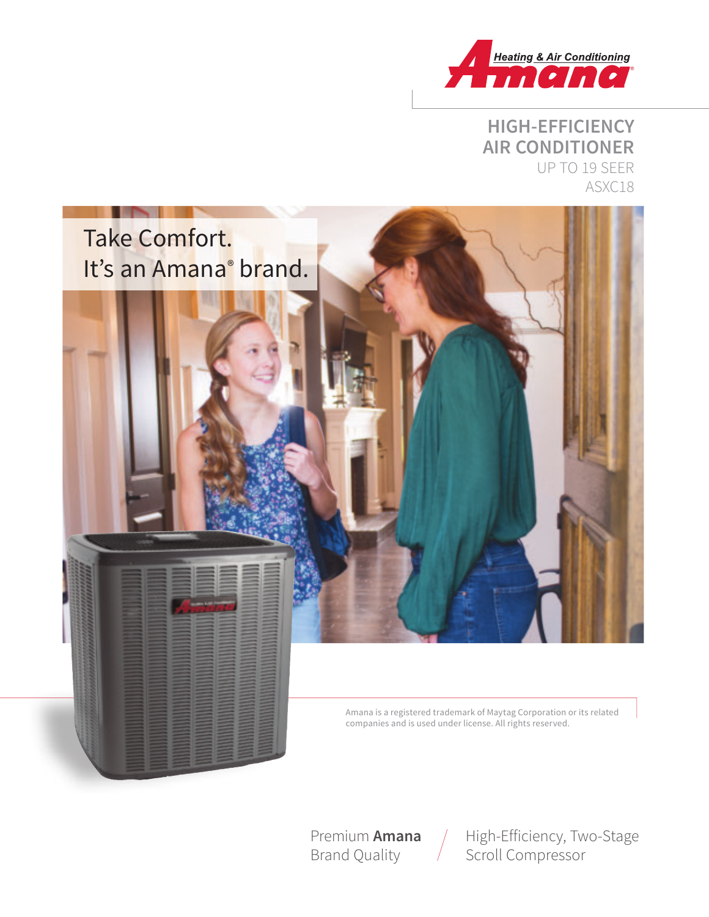Heating & Air Conditioning
Amana

# HIGH-EFFICIENCY AIR CONDITIONER

UP TO 19 SEER

ASXC18

Take Comfort.
It's an Amana® brand.

Amana is a registered trademark of Maytag Corporation or its related companies and is used under license. All rights reserved.

Premium **Amana** Brand Quality

High-Efficiency, Two-Stage Scroll Compressor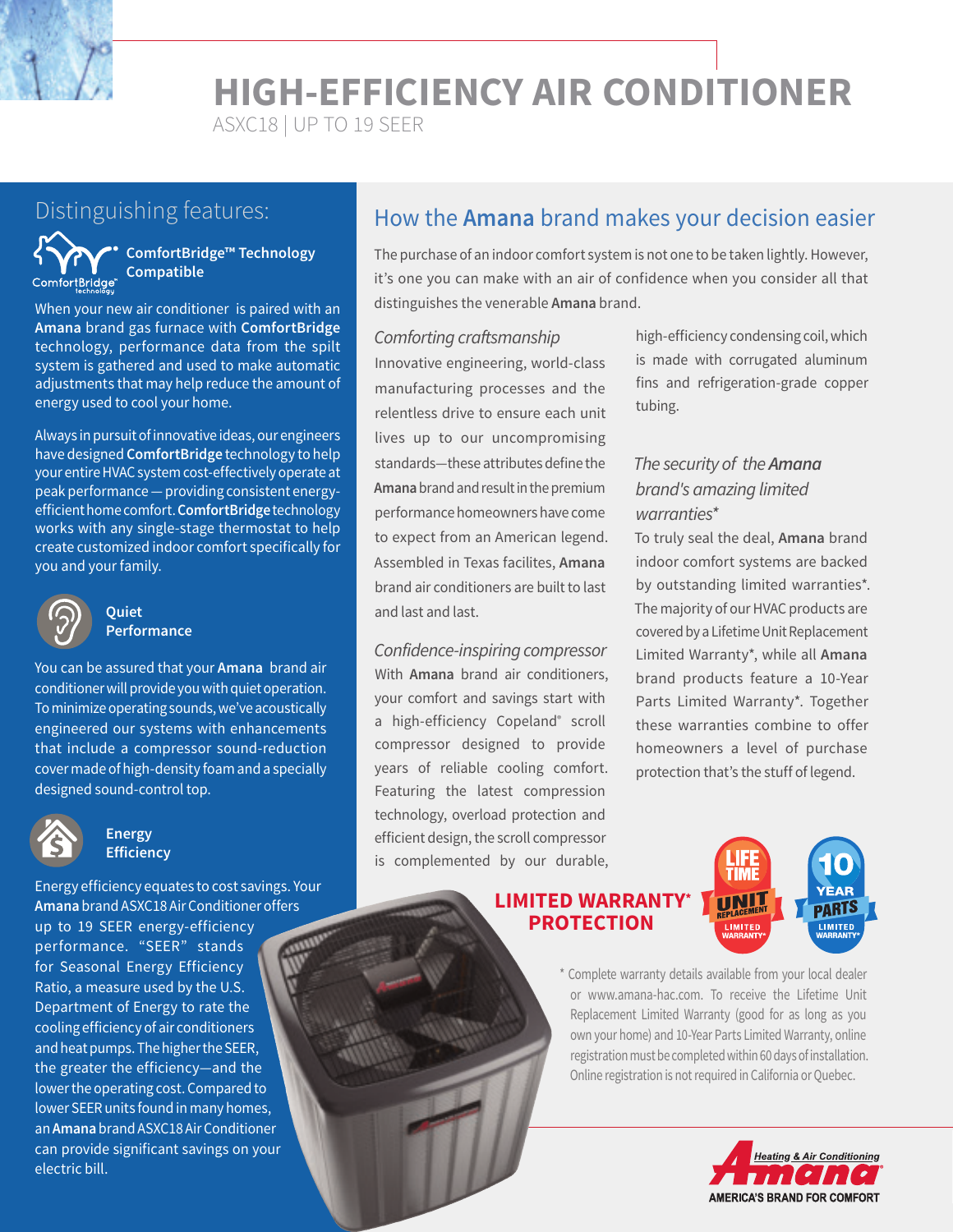# HIGH-EFFICIENCY AIR CONDITIONER

ASXC18 | UP TO 19 SEER

## Distinguishing features:

### ComfortBridge™ Technology Compatible

When your new air conditioner is paired with an **Amana** brand gas furnace with **ComfortBridge** technology, performance data from the spilt system is gathered and used to make automatic adjustments that may help reduce the amount of energy used to cool your home.

Always in pursuit of innovative ideas, our engineers have designed **ComfortBridge** technology to help your entire HVAC system cost-effectively operate at peak performance — providing consistent energy-efficient home comfort. **ComfortBridge** technology works with any single-stage thermostat to help create customized indoor comfort specifically for you and your family.

### Quiet Performance

You can be assured that your **Amana** brand air conditioner will provide you with quiet operation. To minimize operating sounds, we've acoustically engineered our systems with enhancements that include a compressor sound-reduction cover made of high-density foam and a specially designed sound-control top.

### Energy Efficiency

Energy efficiency equates to cost savings. Your **Amana** brand ASXC18 Air Conditioner offers up to 19 SEER energy-efficiency performance. "SEER" stands for Seasonal Energy Efficiency Ratio, a measure used by the U.S. Department of Energy to rate the cooling efficiency of air conditioners and heat pumps. The higher the SEER, the greater the efficiency—and the lower the operating cost. Compared to lower SEER units found in many homes, an **Amana** brand ASXC18 Air Conditioner can provide significant savings on your electric bill.

## How the **Amana** brand makes your decision easier

The purchase of an indoor comfort system is not one to be taken lightly. However, it's one you can make with an air of confidence when you consider all that distinguishes the venerable **Amana** brand.

### *Comforting craftsmanship*

Innovative engineering, world-class manufacturing processes and the relentless drive to ensure each unit lives up to our uncompromising standards—these attributes define the **Amana** brand and result in the premium performance homeowners have come to expect from an American legend. Assembled in Texas facilites, **Amana** brand air conditioners are built to last and last and last.

### *Confidence-inspiring compressor*

With **Amana** brand air conditioners, your comfort and savings start with a high-efficiency Copeland® scroll compressor designed to provide years of reliable cooling comfort. Featuring the latest compression technology, overload protection and efficient design, the scroll compressor is complemented by our durable, high-efficiency condensing coil, which is made with corrugated aluminum fins and refrigeration-grade copper tubing.

### *The security of the Amana brand's amazing limited warranties**

To truly seal the deal, **Amana** brand indoor comfort systems are backed by outstanding limited warranties*. The majority of our HVAC products are covered by a Lifetime Unit Replacement Limited Warranty*, while all **Amana** brand products feature a 10-Year Parts Limited Warranty*. Together these warranties combine to offer homeowners a level of purchase protection that's the stuff of legend.

**LIMITED WARRANTY* PROTECTION**

LIFETIME UNIT REPLACEMENT LIMITED WARRANTY* | 10 YEAR PARTS LIMITED WARRANTY*

* Complete warranty details available from your local dealer or www.amana-hac.com. To receive the Lifetime Unit Replacement Limited Warranty (good for as long as you own your home) and 10-Year Parts Limited Warranty, online registration must be completed within 60 days of installation. Online registration is not required in California or Quebec.

Amana Heating & Air Conditioning — AMERICA'S BRAND FOR COMFORT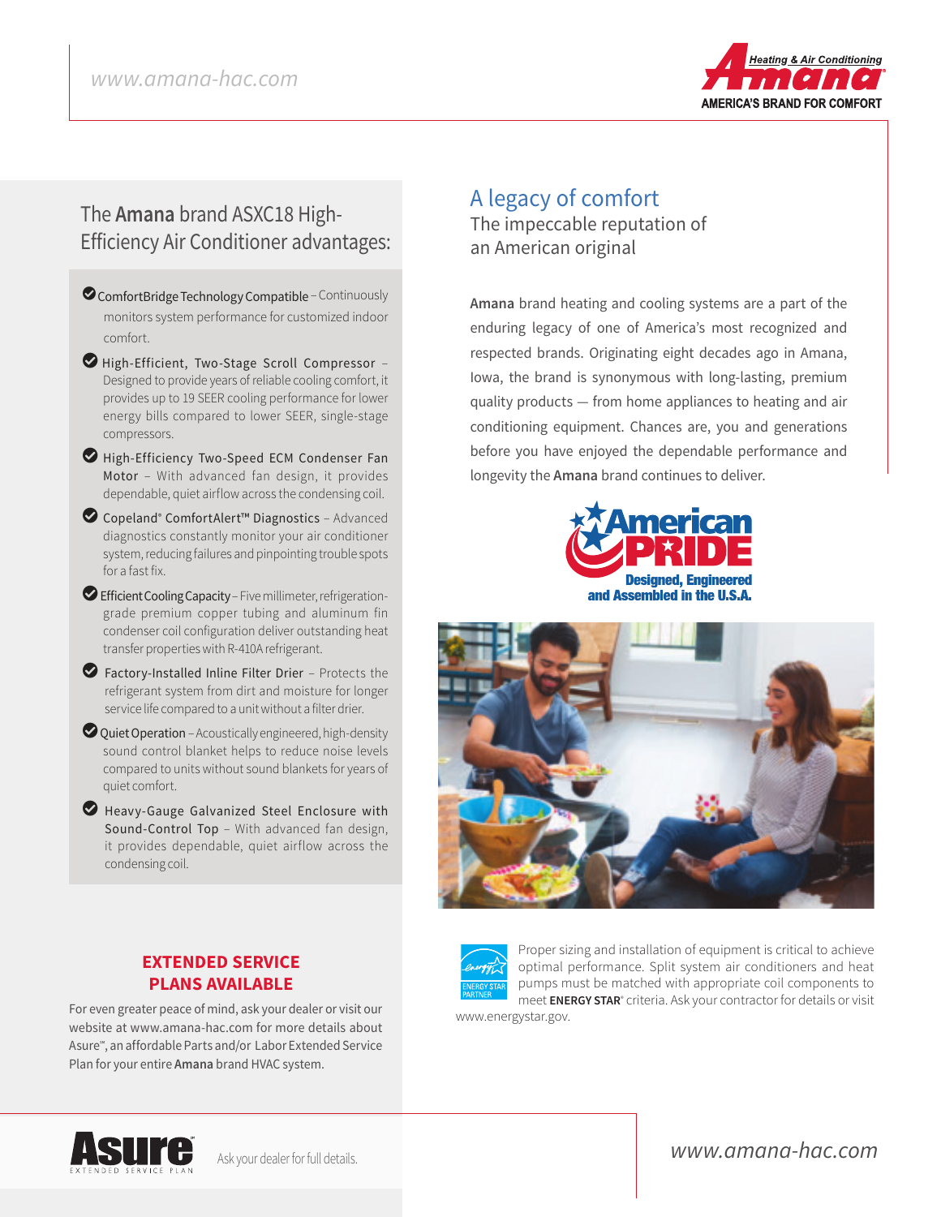## The **Amana** brand ASXC18 High-Efficiency Air Conditioner advantages:

- **ComfortBridge Technology Compatible** – Continuously monitors system performance for customized indoor comfort.
- **High-Efficient, Two-Stage Scroll Compressor** – Designed to provide years of reliable cooling comfort, it provides up to 19 SEER cooling performance for lower energy bills compared to lower SEER, single-stage compressors.
- **High-Efficiency Two-Speed ECM Condenser Fan Motor** – With advanced fan design, it provides dependable, quiet airflow across the condensing coil.
- **Copeland® ComfortAlert™ Diagnostics** – Advanced diagnostics constantly monitor your air conditioner system, reducing failures and pinpointing trouble spots for a fast fix.
- **Efficient Cooling Capacity** – Five millimeter, refrigeration-grade premium copper tubing and aluminum fin condenser coil configuration deliver outstanding heat transfer properties with R-410A refrigerant.
- **Factory-Installed Inline Filter Drier** – Protects the refrigerant system from dirt and moisture for longer service life compared to a unit without a filter drier.
- **Quiet Operation** – Acoustically engineered, high-density sound control blanket helps to reduce noise levels compared to units without sound blankets for years of quiet comfort.
- **Heavy-Gauge Galvanized Steel Enclosure with Sound-Control Top** – With advanced fan design, it provides dependable, quiet airflow across the condensing coil.

### EXTENDED SERVICE PLANS AVAILABLE

For even greater peace of mind, ask your dealer or visit our website at www.amana-hac.com for more details about Asure℠, an affordable Parts and/or Labor Extended Service Plan for your entire **Amana** brand HVAC system.

Ask your dealer for full details.

## A legacy of comfort

### The impeccable reputation of an American original

**Amana** brand heating and cooling systems are a part of the enduring legacy of one of America's most recognized and respected brands. Originating eight decades ago in Amana, Iowa, the brand is synonymous with long-lasting, premium quality products — from home appliances to heating and air conditioning equipment. Chances are, you and generations before you have enjoyed the dependable performance and longevity the **Amana** brand continues to deliver.

American PRIDE — Designed, Engineered and Assembled in the U.S.A.

Proper sizing and installation of equipment is critical to achieve optimal performance. Split system air conditioners and heat pumps must be matched with appropriate coil components to meet **ENERGY STAR**® criteria. Ask your contractor for details or visit www.energystar.gov.

www.amana-hac.com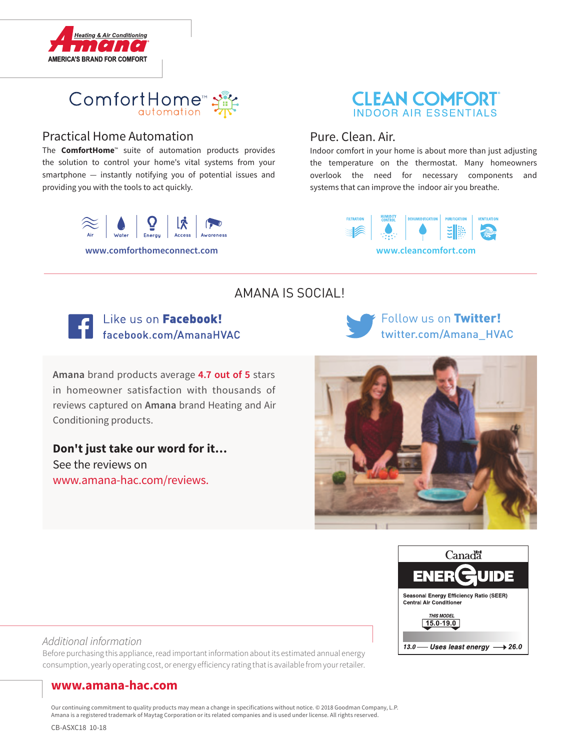Heating & Air Conditioning

Amana

AMERICA'S BRAND FOR COMFORT

ComfortHome™ automation

## Practical Home Automation

The **ComfortHome**™ suite of automation products provides the solution to control your home's vital systems from your smartphone — instantly notifying you of potential issues and providing you with the tools to act quickly.

Air | Water | Energy | Access | Awareness

www.comforthomeconnect.com

CLEAN COMFORT
INDOOR AIR ESSENTIALS

## Pure. Clean. Air.

Indoor comfort in your home is about more than just adjusting the temperature on the thermostat. Many homeowners overlook the need for necessary components and systems that can improve the indoor air you breathe.

FILTRATION | HUMIDITY CONTROL | DEHUMIDIFICATION | PURIFICATION | VENTILATION

www.cleancomfort.com

## AMANA IS SOCIAL!

Like us on **Facebook!**
facebook.com/AmanaHVAC

Follow us on **Twitter!**
twitter.com/Amana_HVAC

**Amana** brand products average **4.7 out of 5** stars in homeowner satisfaction with thousands of reviews captured on **Amana** brand Heating and Air Conditioning products.

**Don't just take our word for it...**
See the reviews on
www.amana-hac.com/reviews.

Canada

ENERGUIDE

Seasonal Energy Efficiency Ratio (SEER)
Central Air Conditioner

THIS MODEL
15.0-19.0

13.0 — Uses least energy → 26.0

*Additional information*

Before purchasing this appliance, read important information about its estimated annual energy consumption, yearly operating cost, or energy efficiency rating that is available from your retailer.

**www.amana-hac.com**

Our continuing commitment to quality products may mean a change in specifications without notice. © 2018 Goodman Company, L.P.
Amana is a registered trademark of Maytag Corporation or its related companies and is used under license. All rights reserved.

CB-ASXC18 10-18